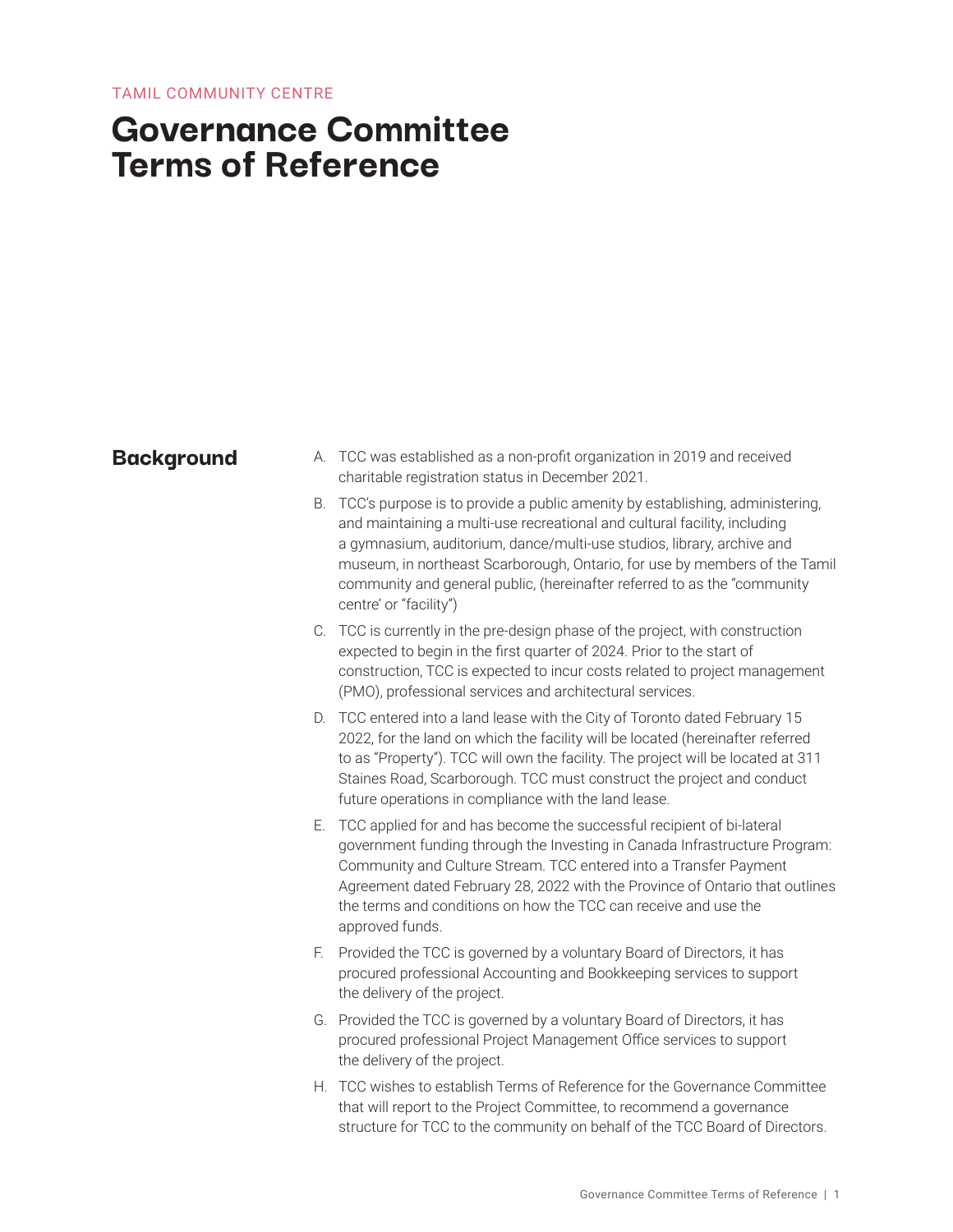TAMIL COMMUNITY CENTRE

# Governance Committee Terms of Reference

## Background

A. TCC was established as a non-profit organization in 2019 and received charitable registration status in December 2021.

B. TCC's purpose is to provide a public amenity by establishing, administering, and maintaining a multi-use recreational and cultural facility, including a gymnasium, auditorium, dance/multi-use studios, library, archive and museum, in northeast Scarborough, Ontario, for use by members of the Tamil community and general public, (hereinafter referred to as the "community centre' or "facility")

C. TCC is currently in the pre-design phase of the project, with construction expected to begin in the first quarter of 2024. Prior to the start of construction, TCC is expected to incur costs related to project management (PMO), professional services and architectural services.

D. TCC entered into a land lease with the City of Toronto dated February 15 2022, for the land on which the facility will be located (hereinafter referred to as "Property"). TCC will own the facility. The project will be located at 311 Staines Road, Scarborough. TCC must construct the project and conduct future operations in compliance with the land lease.

E. TCC applied for and has become the successful recipient of bi-lateral government funding through the Investing in Canada Infrastructure Program: Community and Culture Stream. TCC entered into a Transfer Payment Agreement dated February 28, 2022 with the Province of Ontario that outlines the terms and conditions on how the TCC can receive and use the approved funds.

F. Provided the TCC is governed by a voluntary Board of Directors, it has procured professional Accounting and Bookkeeping services to support the delivery of the project.

G. Provided the TCC is governed by a voluntary Board of Directors, it has procured professional Project Management Office services to support the delivery of the project.

H. TCC wishes to establish Terms of Reference for the Governance Committee that will report to the Project Committee, to recommend a governance structure for TCC to the community on behalf of the TCC Board of Directors.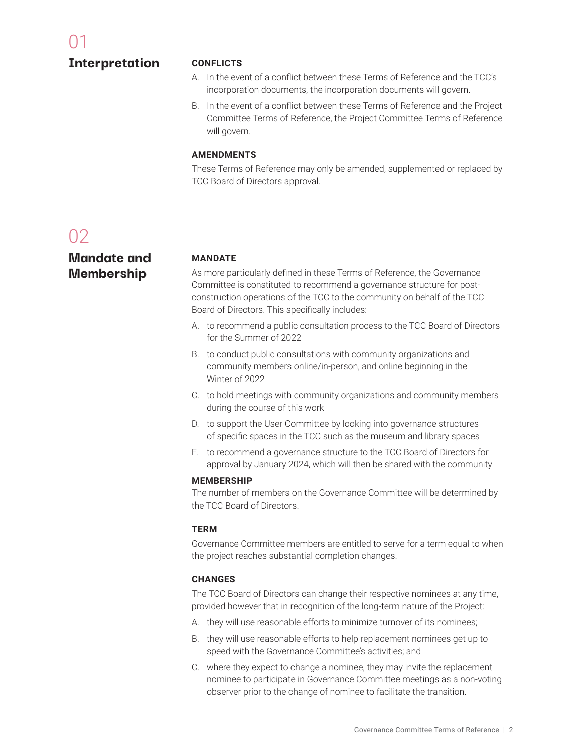# 01 Interpretation

### CONFLICTS

A. In the event of a conflict between these Terms of Reference and the TCC's incorporation documents, the incorporation documents will govern.

B. In the event of a conflict between these Terms of Reference and the Project Committee Terms of Reference, the Project Committee Terms of Reference will govern.

### AMENDMENTS

These Terms of Reference may only be amended, supplemented or replaced by TCC Board of Directors approval.

# 02 Mandate and Membership

### MANDATE

As more particularly defined in these Terms of Reference, the Governance Committee is constituted to recommend a governance structure for post-construction operations of the TCC to the community on behalf of the TCC Board of Directors. This specifically includes:

A. to recommend a public consultation process to the TCC Board of Directors for the Summer of 2022

B. to conduct public consultations with community organizations and community members online/in-person, and online beginning in the Winter of 2022

C. to hold meetings with community organizations and community members during the course of this work

D. to support the User Committee by looking into governance structures of specific spaces in the TCC such as the museum and library spaces

E. to recommend a governance structure to the TCC Board of Directors for approval by January 2024, which will then be shared with the community

### MEMBERSHIP

The number of members on the Governance Committee will be determined by the TCC Board of Directors.

### TERM

Governance Committee members are entitled to serve for a term equal to when the project reaches substantial completion changes.

### CHANGES

The TCC Board of Directors can change their respective nominees at any time, provided however that in recognition of the long-term nature of the Project:

A. they will use reasonable efforts to minimize turnover of its nominees;

B. they will use reasonable efforts to help replacement nominees get up to speed with the Governance Committee's activities; and

C. where they expect to change a nominee, they may invite the replacement nominee to participate in Governance Committee meetings as a non-voting observer prior to the change of nominee to facilitate the transition.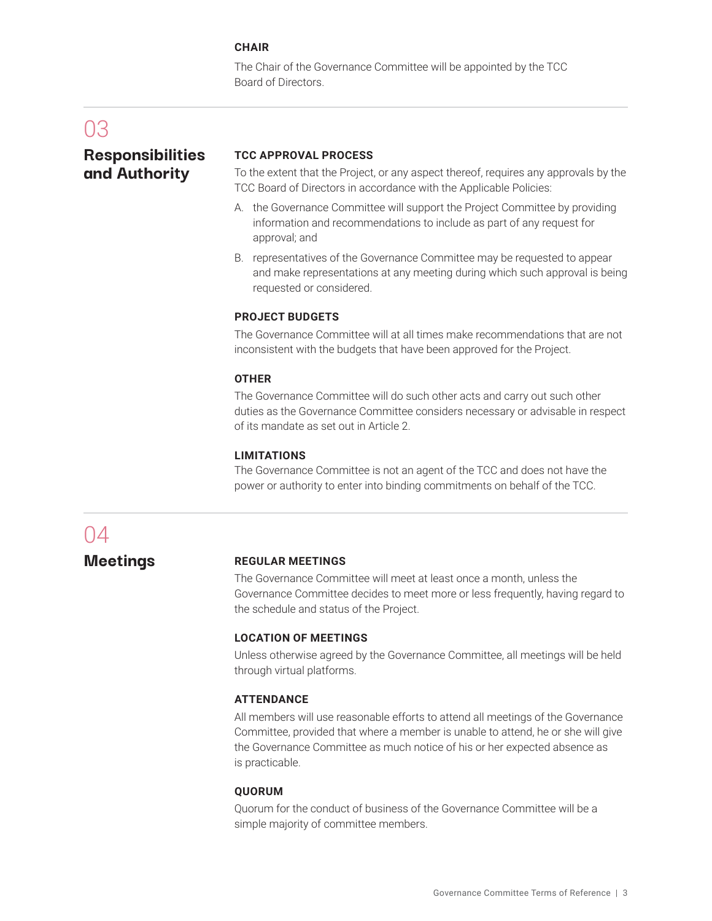### CHAIR

The Chair of the Governance Committee will be appointed by the TCC Board of Directors.

## 03 Responsibilities and Authority

### TCC APPROVAL PROCESS

To the extent that the Project, or any aspect thereof, requires any approvals by the TCC Board of Directors in accordance with the Applicable Policies:

A. the Governance Committee will support the Project Committee by providing information and recommendations to include as part of any request for approval; and

B. representatives of the Governance Committee may be requested to appear and make representations at any meeting during which such approval is being requested or considered.

### PROJECT BUDGETS

The Governance Committee will at all times make recommendations that are not inconsistent with the budgets that have been approved for the Project.

### OTHER

The Governance Committee will do such other acts and carry out such other duties as the Governance Committee considers necessary or advisable in respect of its mandate as set out in Article 2.

### LIMITATIONS

The Governance Committee is not an agent of the TCC and does not have the power or authority to enter into binding commitments on behalf of the TCC.

## 04 Meetings

### REGULAR MEETINGS

The Governance Committee will meet at least once a month, unless the Governance Committee decides to meet more or less frequently, having regard to the schedule and status of the Project.

### LOCATION OF MEETINGS

Unless otherwise agreed by the Governance Committee, all meetings will be held through virtual platforms.

### ATTENDANCE

All members will use reasonable efforts to attend all meetings of the Governance Committee, provided that where a member is unable to attend, he or she will give the Governance Committee as much notice of his or her expected absence as is practicable.

### QUORUM

Quorum for the conduct of business of the Governance Committee will be a simple majority of committee members.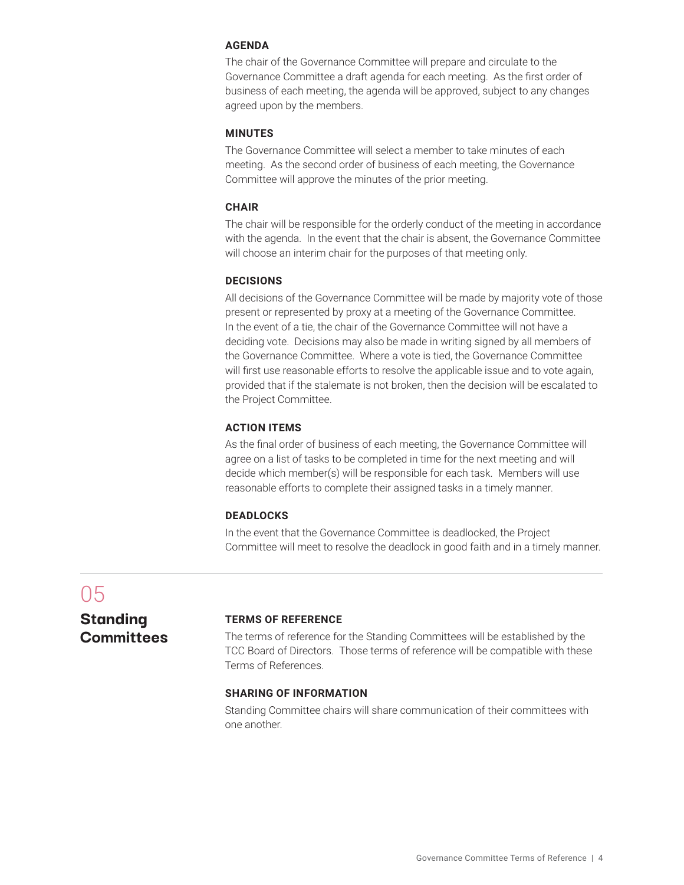#### AGENDA

The chair of the Governance Committee will prepare and circulate to the Governance Committee a draft agenda for each meeting. As the first order of business of each meeting, the agenda will be approved, subject to any changes agreed upon by the members.

#### MINUTES

The Governance Committee will select a member to take minutes of each meeting. As the second order of business of each meeting, the Governance Committee will approve the minutes of the prior meeting.

#### CHAIR

The chair will be responsible for the orderly conduct of the meeting in accordance with the agenda. In the event that the chair is absent, the Governance Committee will choose an interim chair for the purposes of that meeting only.

#### DECISIONS

All decisions of the Governance Committee will be made by majority vote of those present or represented by proxy at a meeting of the Governance Committee. In the event of a tie, the chair of the Governance Committee will not have a deciding vote. Decisions may also be made in writing signed by all members of the Governance Committee. Where a vote is tied, the Governance Committee will first use reasonable efforts to resolve the applicable issue and to vote again, provided that if the stalemate is not broken, then the decision will be escalated to the Project Committee.

#### ACTION ITEMS

As the final order of business of each meeting, the Governance Committee will agree on a list of tasks to be completed in time for the next meeting and will decide which member(s) will be responsible for each task. Members will use reasonable efforts to complete their assigned tasks in a timely manner.

#### DEADLOCKS

In the event that the Governance Committee is deadlocked, the Project Committee will meet to resolve the deadlock in good faith and in a timely manner.

---

## 05 Standing Committees

#### TERMS OF REFERENCE

The terms of reference for the Standing Committees will be established by the TCC Board of Directors. Those terms of reference will be compatible with these Terms of References.

#### SHARING OF INFORMATION

Standing Committee chairs will share communication of their committees with one another.